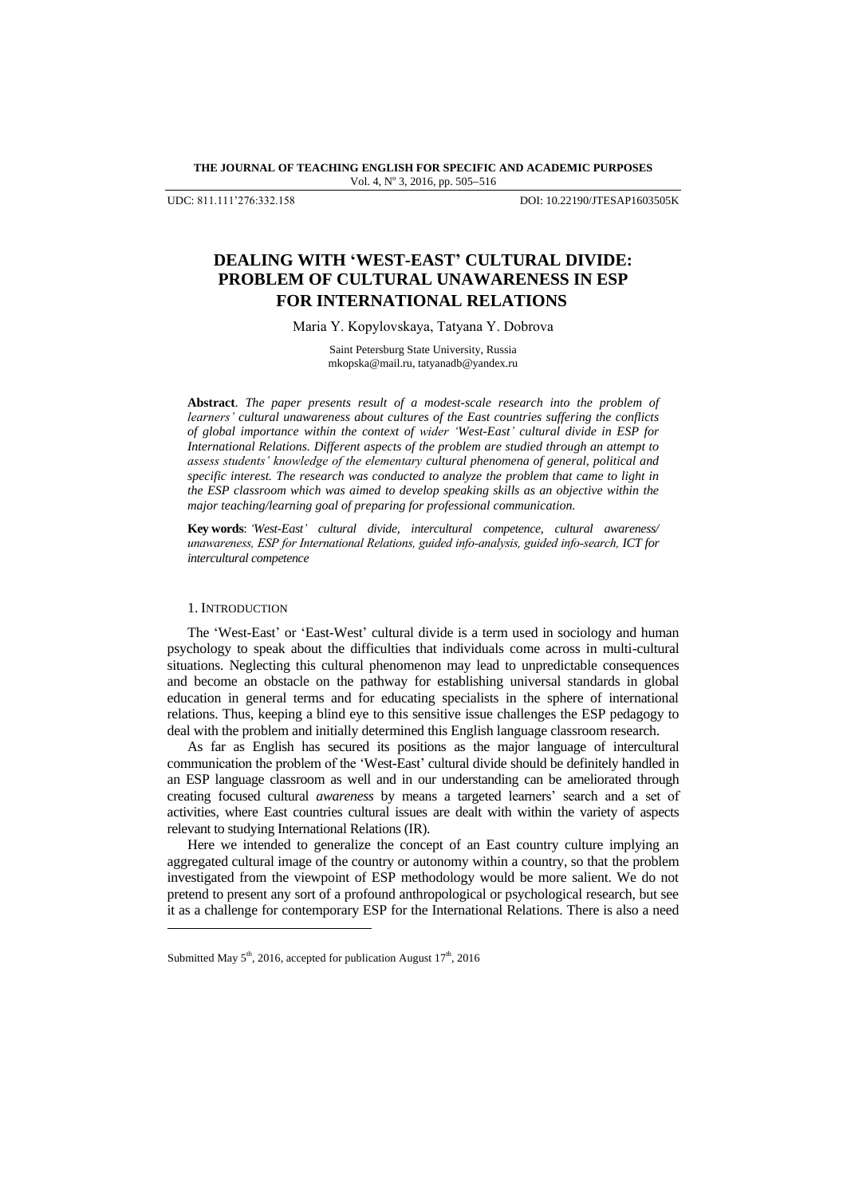UDC: 811.111'276:332.158 DOI: 10.22190/JTESAP1603505K

# DEALING WITH 'WEST-EAST' CULTURAL DIVIDE: PROBLEM OF CULTURAL UNAWARENESS IN ESP FOR INTERNATIONAL RELATIONS

Maria Y. Kopylovskaya, Tatyana Y. Dobrova

Saint Petersburg State University, Russia
mkopska@mail.ru, tatyanadb@yandex.ru

**Abstract**. *The paper presents result of a modest-scale research into the problem of learners' cultural unawareness about cultures of the East countries suffering the conflicts of global importance within the context of wider 'West-East' cultural divide in ESP for International Relations. Different aspects of the problem are studied through an attempt to assess students' knowledge of the elementary cultural phenomena of general, political and specific interest. The research was conducted to analyze the problem that came to light in the ESP classroom which was aimed to develop speaking skills as an objective within the major teaching/learning goal of preparing for professional communication.*

**Key words**: *'West-East' cultural divide, intercultural competence, cultural awareness/ unawareness, ESP for International Relations, guided info-analysis, guided info-search, ICT for intercultural competence*

## 1. Introduction

The 'West-East' or 'East-West' cultural divide is a term used in sociology and human psychology to speak about the difficulties that individuals come across in multi-cultural situations. Neglecting this cultural phenomenon may lead to unpredictable consequences and become an obstacle on the pathway for establishing universal standards in global education in general terms and for educating specialists in the sphere of international relations. Thus, keeping a blind eye to this sensitive issue challenges the ESP pedagogy to deal with the problem and initially determined this English language classroom research.

As far as English has secured its positions as the major language of intercultural communication the problem of the 'West-East' cultural divide should be definitely handled in an ESP language classroom as well and in our understanding can be ameliorated through creating focused cultural *awareness* by means a targeted learners' search and a set of activities, where East countries cultural issues are dealt with within the variety of aspects relevant to studying International Relations (IR).

Here we intended to generalize the concept of an East country culture implying an aggregated cultural image of the country or autonomy within a country, so that the problem investigated from the viewpoint of ESP methodology would be more salient. We do not pretend to present any sort of a profound anthropological or psychological research, but see it as a challenge for contemporary ESP for the International Relations. There is also a need

Submitted May 5th, 2016, accepted for publication August 17th, 2016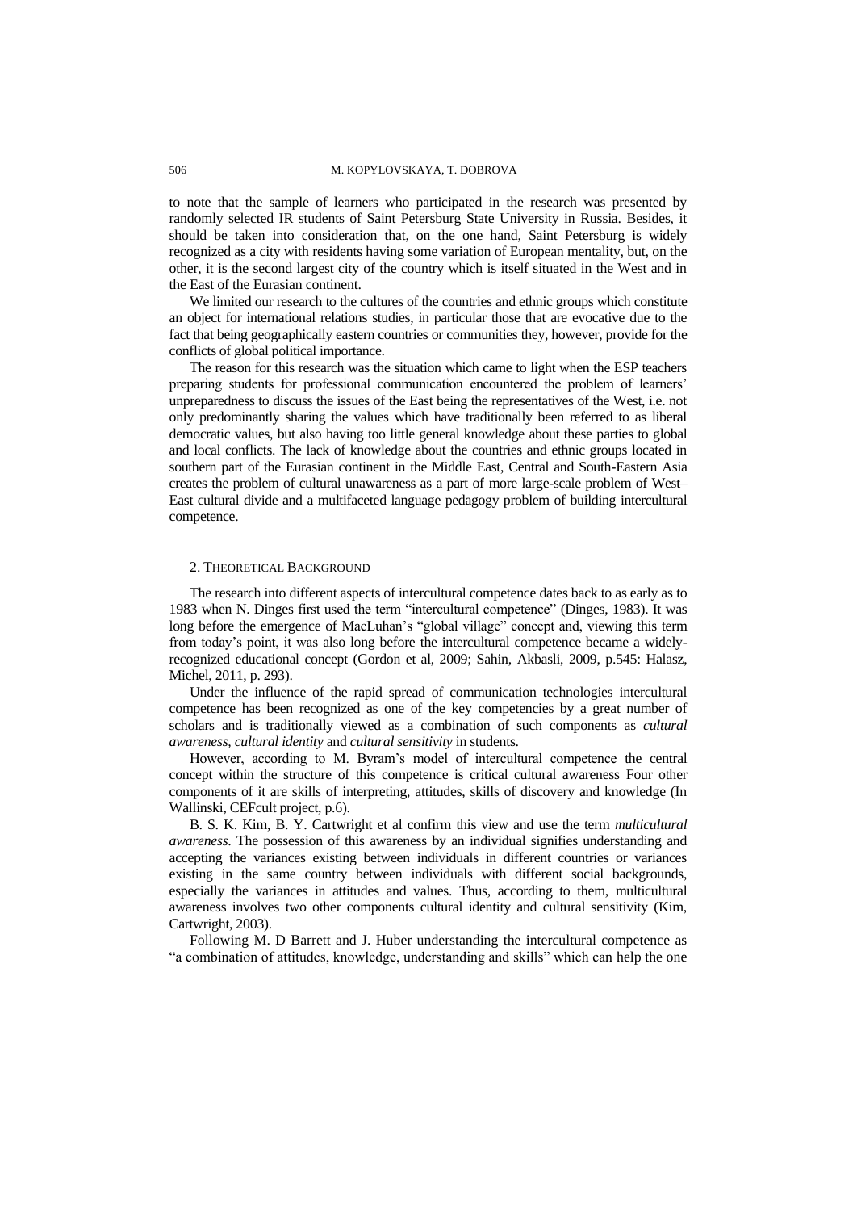to note that the sample of learners who participated in the research was presented by randomly selected IR students of Saint Petersburg State University in Russia. Besides, it should be taken into consideration that, on the one hand, Saint Petersburg is widely recognized as a city with residents having some variation of European mentality, but, on the other, it is the second largest city of the country which is itself situated in the West and in the East of the Eurasian continent.

We limited our research to the cultures of the countries and ethnic groups which constitute an object for international relations studies, in particular those that are evocative due to the fact that being geographically eastern countries or communities they, however, provide for the conflicts of global political importance.

The reason for this research was the situation which came to light when the ESP teachers preparing students for professional communication encountered the problem of learners' unpreparedness to discuss the issues of the East being the representatives of the West, i.e. not only predominantly sharing the values which have traditionally been referred to as liberal democratic values, but also having too little general knowledge about these parties to global and local conflicts. The lack of knowledge about the countries and ethnic groups located in southern part of the Eurasian continent in the Middle East, Central and South-Eastern Asia creates the problem of cultural unawareness as a part of more large-scale problem of West–East cultural divide and a multifaceted language pedagogy problem of building intercultural competence.

## 2. Theoretical Background

The research into different aspects of intercultural competence dates back to as early as to 1983 when N. Dinges first used the term "intercultural competence" (Dinges, 1983). It was long before the emergence of MacLuhan's "global village" concept and, viewing this term from today's point, it was also long before the intercultural competence became a widely-recognized educational concept (Gordon et al, 2009; Sahin, Akbasli, 2009, p.545: Halasz, Michel, 2011, p. 293).

Under the influence of the rapid spread of communication technologies intercultural competence has been recognized as one of the key competencies by a great number of scholars and is traditionally viewed as a combination of such components as *cultural awareness*, *cultural identity* and *cultural sensitivity* in students.

However, according to M. Byram's model of intercultural competence the central concept within the structure of this competence is critical cultural awareness Four other components of it are skills of interpreting, attitudes, skills of discovery and knowledge (In Wallinski, CEFcult project, p.6).

B. S. K. Kim, B. Y. Cartwright et al confirm this view and use the term *multicultural awareness*. The possession of this awareness by an individual signifies understanding and accepting the variances existing between individuals in different countries or variances existing in the same country between individuals with different social backgrounds, especially the variances in attitudes and values. Thus, according to them, multicultural awareness involves two other components cultural identity and cultural sensitivity (Kim, Cartwright, 2003).

Following M. D Barrett and J. Huber understanding the intercultural competence as "a combination of attitudes, knowledge, understanding and skills" which can help the one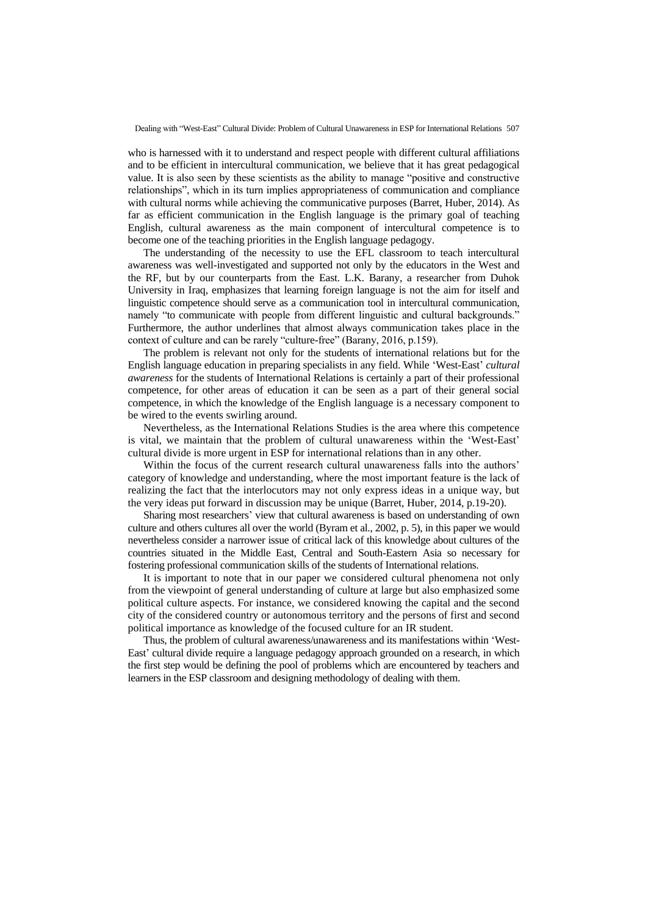who is harnessed with it to understand and respect people with different cultural affiliations and to be efficient in intercultural communication, we believe that it has great pedagogical value. It is also seen by these scientists as the ability to manage "positive and constructive relationships", which in its turn implies appropriateness of communication and compliance with cultural norms while achieving the communicative purposes (Barret, Huber, 2014). As far as efficient communication in the English language is the primary goal of teaching English, cultural awareness as the main component of intercultural competence is to become one of the teaching priorities in the English language pedagogy.

The understanding of the necessity to use the EFL classroom to teach intercultural awareness was well-investigated and supported not only by the educators in the West and the RF, but by our counterparts from the East. L.K. Barany, a researcher from Duhok University in Iraq, emphasizes that learning foreign language is not the aim for itself and linguistic competence should serve as a communication tool in intercultural communication, namely "to communicate with people from different linguistic and cultural backgrounds." Furthermore, the author underlines that almost always communication takes place in the context of culture and can be rarely "culture-free" (Barany, 2016, p.159).

The problem is relevant not only for the students of international relations but for the English language education in preparing specialists in any field. While 'West-East' *cultural awareness* for the students of International Relations is certainly a part of their professional competence, for other areas of education it can be seen as a part of their general social competence, in which the knowledge of the English language is a necessary component to be wired to the events swirling around.

Nevertheless, as the International Relations Studies is the area where this competence is vital, we maintain that the problem of cultural unawareness within the 'West-East' cultural divide is more urgent in ESP for international relations than in any other.

Within the focus of the current research cultural unawareness falls into the authors' category of knowledge and understanding, where the most important feature is the lack of realizing the fact that the interlocutors may not only express ideas in a unique way, but the very ideas put forward in discussion may be unique (Barret, Huber, 2014, p.19-20).

Sharing most researchers' view that cultural awareness is based on understanding of own culture and others cultures all over the world (Byram et al., 2002, p. 5), in this paper we would nevertheless consider a narrower issue of critical lack of this knowledge about cultures of the countries situated in the Middle East, Central and South-Eastern Asia so necessary for fostering professional communication skills of the students of International relations.

It is important to note that in our paper we considered cultural phenomena not only from the viewpoint of general understanding of culture at large but also emphasized some political culture aspects. For instance, we considered knowing the capital and the second city of the considered country or autonomous territory and the persons of first and second political importance as knowledge of the focused culture for an IR student.

Thus, the problem of cultural awareness/unawareness and its manifestations within 'West-East' cultural divide require a language pedagogy approach grounded on a research, in which the first step would be defining the pool of problems which are encountered by teachers and learners in the ESP classroom and designing methodology of dealing with them.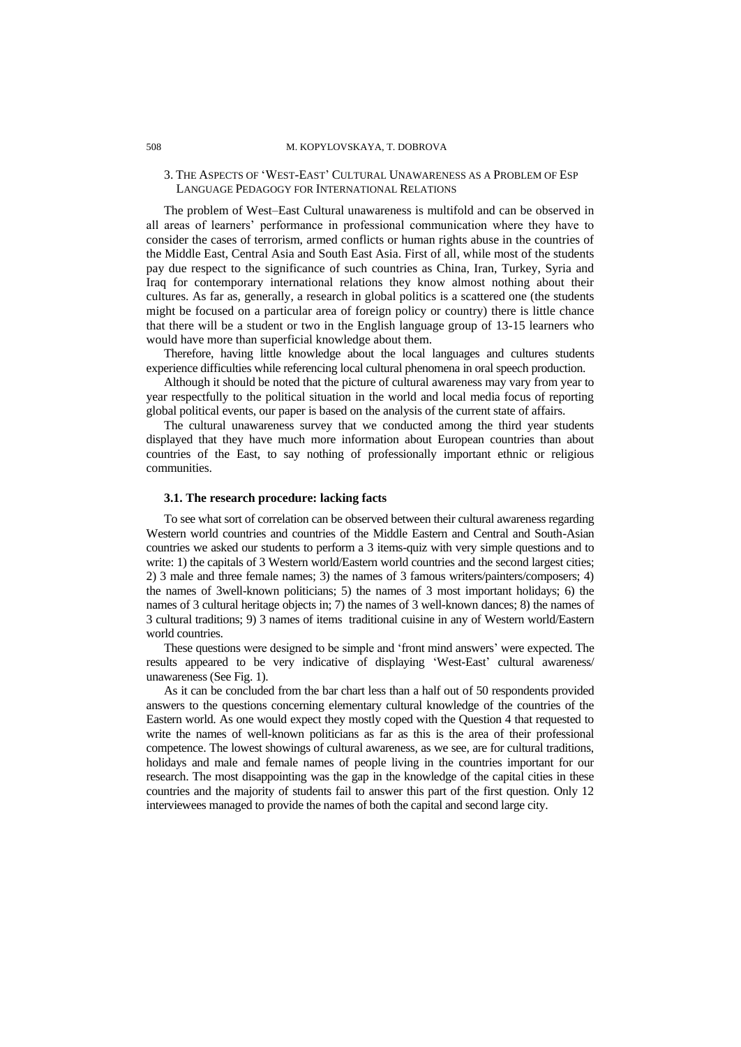## 3. The Aspects of 'West-East' Cultural Unawareness as a Problem of Esp Language Pedagogy for International Relations

The problem of West–East Cultural unawareness is multifold and can be observed in all areas of learners' performance in professional communication where they have to consider the cases of terrorism, armed conflicts or human rights abuse in the countries of the Middle East, Central Asia and South East Asia. First of all, while most of the students pay due respect to the significance of such countries as China, Iran, Turkey, Syria and Iraq for contemporary international relations they know almost nothing about their cultures. As far as, generally, a research in global politics is a scattered one (the students might be focused on a particular area of foreign policy or country) there is little chance that there will be a student or two in the English language group of 13-15 learners who would have more than superficial knowledge about them.

Therefore, having little knowledge about the local languages and cultures students experience difficulties while referencing local cultural phenomena in oral speech production.

Although it should be noted that the picture of cultural awareness may vary from year to year respectfully to the political situation in the world and local media focus of reporting global political events, our paper is based on the analysis of the current state of affairs.

The cultural unawareness survey that we conducted among the third year students displayed that they have much more information about European countries than about countries of the East, to say nothing of professionally important ethnic or religious communities.

### 3.1. The research procedure: lacking facts

To see what sort of correlation can be observed between their cultural awareness regarding Western world countries and countries of the Middle Eastern and Central and South-Asian countries we asked our students to perform a 3 items-quiz with very simple questions and to write: 1) the capitals of 3 Western world/Eastern world countries and the second largest cities; 2) 3 male and three female names; 3) the names of 3 famous writers/painters/composers; 4) the names of 3well-known politicians; 5) the names of 3 most important holidays; 6) the names of 3 cultural heritage objects in; 7) the names of 3 well-known dances; 8) the names of 3 cultural traditions; 9) 3 names of items traditional cuisine in any of Western world/Eastern world countries.

These questions were designed to be simple and 'front mind answers' were expected. The results appeared to be very indicative of displaying 'West-East' cultural awareness/ unawareness (See Fig. 1).

As it can be concluded from the bar chart less than a half out of 50 respondents provided answers to the questions concerning elementary cultural knowledge of the countries of the Eastern world. As one would expect they mostly coped with the Question 4 that requested to write the names of well-known politicians as far as this is the area of their professional competence. The lowest showings of cultural awareness, as we see, are for cultural traditions, holidays and male and female names of people living in the countries important for our research. The most disappointing was the gap in the knowledge of the capital cities in these countries and the majority of students fail to answer this part of the first question. Only 12 interviewees managed to provide the names of both the capital and second large city.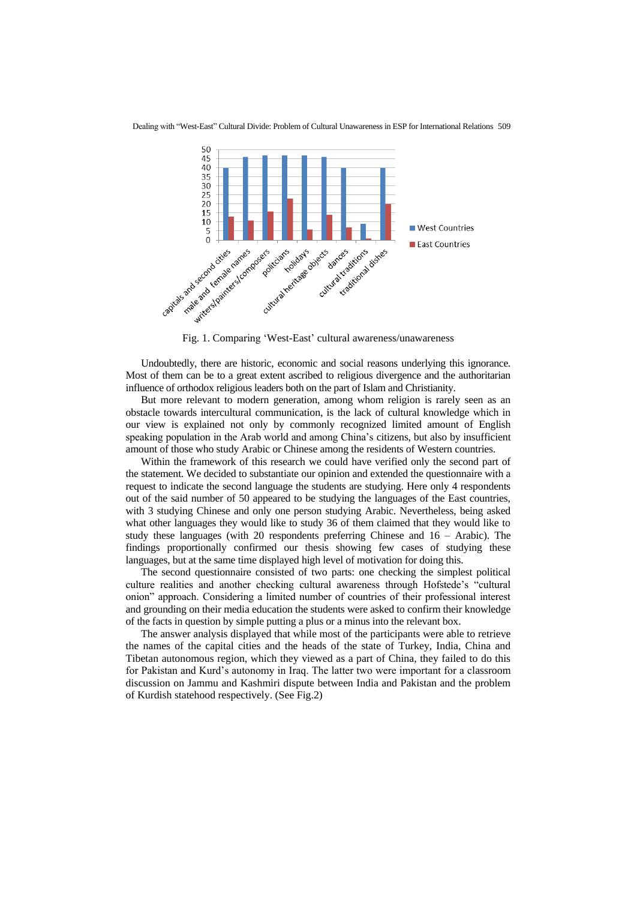Fig. 1. Comparing 'West-East' cultural awareness/unawareness

Undoubtedly, there are historic, economic and social reasons underlying this ignorance. Most of them can be to a great extent ascribed to religious divergence and the authoritarian influence of orthodox religious leaders both on the part of Islam and Christianity.

But more relevant to modern generation, among whom religion is rarely seen as an obstacle towards intercultural communication, is the lack of cultural knowledge which in our view is explained not only by commonly recognized limited amount of English speaking population in the Arab world and among China's citizens, but also by insufficient amount of those who study Arabic or Chinese among the residents of Western countries.

Within the framework of this research we could have verified only the second part of the statement. We decided to substantiate our opinion and extended the questionnaire with a request to indicate the second language the students are studying. Here only 4 respondents out of the said number of 50 appeared to be studying the languages of the East countries, with 3 studying Chinese and only one person studying Arabic. Nevertheless, being asked what other languages they would like to study 36 of them claimed that they would like to study these languages (with 20 respondents preferring Chinese and 16 – Arabic). The findings proportionally confirmed our thesis showing few cases of studying these languages, but at the same time displayed high level of motivation for doing this.

The second questionnaire consisted of two parts: one checking the simplest political culture realities and another checking cultural awareness through Hofstede's "cultural onion" approach. Considering a limited number of countries of their professional interest and grounding on their media education the students were asked to confirm their knowledge of the facts in question by simple putting a plus or a minus into the relevant box.

The answer analysis displayed that while most of the participants were able to retrieve the names of the capital cities and the heads of the state of Turkey, India, China and Tibetan autonomous region, which they viewed as a part of China, they failed to do this for Pakistan and Kurd's autonomy in Iraq. The latter two were important for a classroom discussion on Jammu and Kashmiri dispute between India and Pakistan and the problem of Kurdish statehood respectively. (See Fig.2)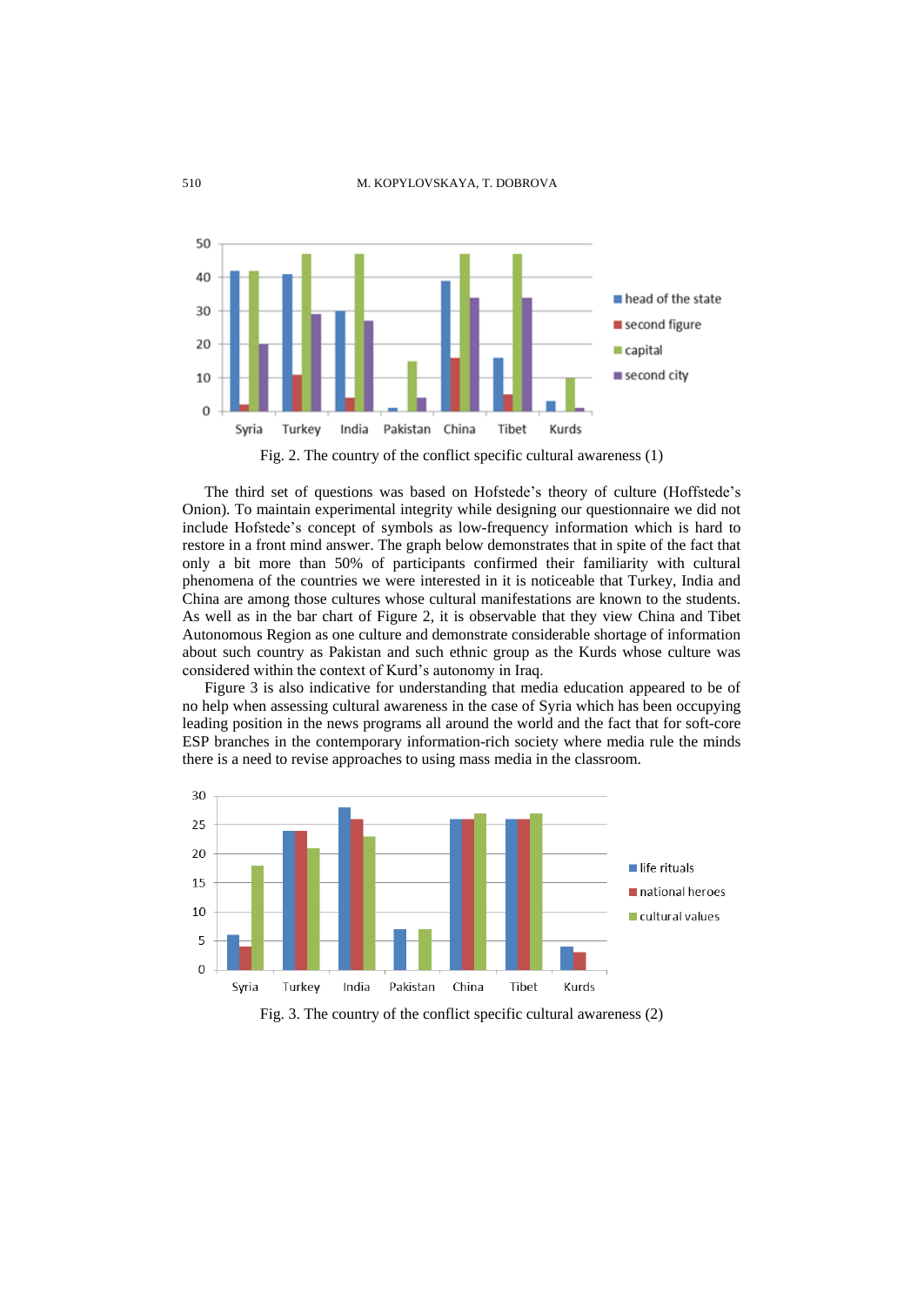Fig. 2. The country of the conflict specific cultural awareness (1)

The third set of questions was based on Hofstede's theory of culture (Hoffstede's Onion). To maintain experimental integrity while designing our questionnaire we did not include Hofstede's concept of symbols as low-frequency information which is hard to restore in a front mind answer. The graph below demonstrates that in spite of the fact that only a bit more than 50% of participants confirmed their familiarity with cultural phenomena of the countries we were interested in it is noticeable that Turkey, India and China are among those cultures whose cultural manifestations are known to the students. As well as in the bar chart of Figure 2, it is observable that they view China and Tibet Autonomous Region as one culture and demonstrate considerable shortage of information about such country as Pakistan and such ethnic group as the Kurds whose culture was considered within the context of Kurd's autonomy in Iraq.

Figure 3 is also indicative for understanding that media education appeared to be of no help when assessing cultural awareness in the case of Syria which has been occupying leading position in the news programs all around the world and the fact that for soft-core ESP branches in the contemporary information-rich society where media rule the minds there is a need to revise approaches to using mass media in the classroom.

Fig. 3. The country of the conflict specific cultural awareness (2)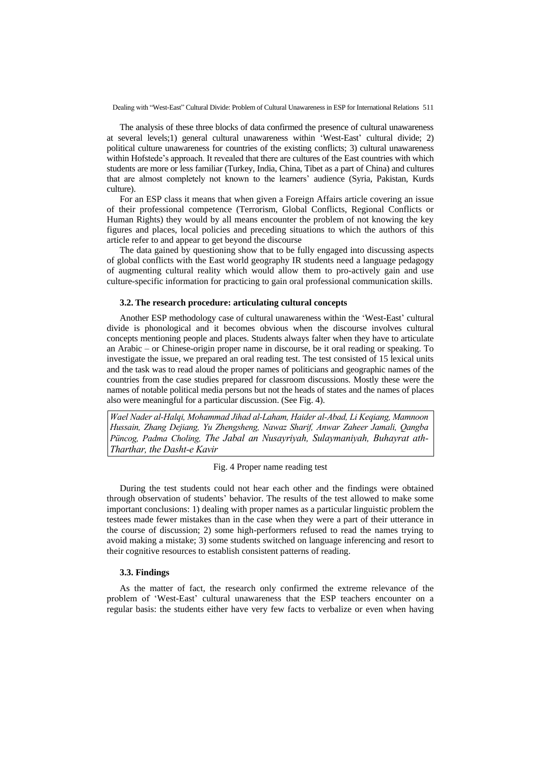The analysis of these three blocks of data confirmed the presence of cultural unawareness at several levels;1) general cultural unawareness within 'West-East' cultural divide; 2) political culture unawareness for countries of the existing conflicts; 3) cultural unawareness within Hofstede's approach. It revealed that there are cultures of the East countries with which students are more or less familiar (Turkey, India, China, Tibet as a part of China) and cultures that are almost completely not known to the learners' audience (Syria, Pakistan, Kurds culture).

For an ESP class it means that when given a Foreign Affairs article covering an issue of their professional competence (Terrorism, Global Conflicts, Regional Conflicts or Human Rights) they would by all means encounter the problem of not knowing the key figures and places, local policies and preceding situations to which the authors of this article refer to and appear to get beyond the discourse

The data gained by questioning show that to be fully engaged into discussing aspects of global conflicts with the East world geography IR students need a language pedagogy of augmenting cultural reality which would allow them to pro-actively gain and use culture-specific information for practicing to gain oral professional communication skills.

### 3.2. The research procedure: articulating cultural concepts

Another ESP methodology case of cultural unawareness within the 'West-East' cultural divide is phonological and it becomes obvious when the discourse involves cultural concepts mentioning people and places. Students always falter when they have to articulate an Arabic – or Chinese-origin proper name in discourse, be it oral reading or speaking. To investigate the issue, we prepared an oral reading test. The test consisted of 15 lexical units and the task was to read aloud the proper names of politicians and geographic names of the countries from the case studies prepared for classroom discussions. Mostly these were the names of notable political media persons but not the heads of states and the names of places also were meaningful for a particular discussion. (See Fig. 4).

*Wael Nader al-Halqi, Mohammad Jihad al-Laham, Haider al-Abad, Li Keqiang, Mamnoon Hussain, Zhang Dejiang, Yu Zhengsheng, Nawaz Sharif, Anwar Zaheer Jamali, Qangba Püncog, Padma Choling, The Jabal an Nusayriyah, Sulaymaniyah, Buhayrat ath-Tharthar, the Dasht-e Kavir*

Fig. 4 Proper name reading test

During the test students could not hear each other and the findings were obtained through observation of students' behavior. The results of the test allowed to make some important conclusions: 1) dealing with proper names as a particular linguistic problem the testees made fewer mistakes than in the case when they were a part of their utterance in the course of discussion; 2) some high-performers refused to read the names trying to avoid making a mistake; 3) some students switched on language inferencing and resort to their cognitive resources to establish consistent patterns of reading.

### 3.3. Findings

As the matter of fact, the research only confirmed the extreme relevance of the problem of 'West-East' cultural unawareness that the ESP teachers encounter on a regular basis: the students either have very few facts to verbalize or even when having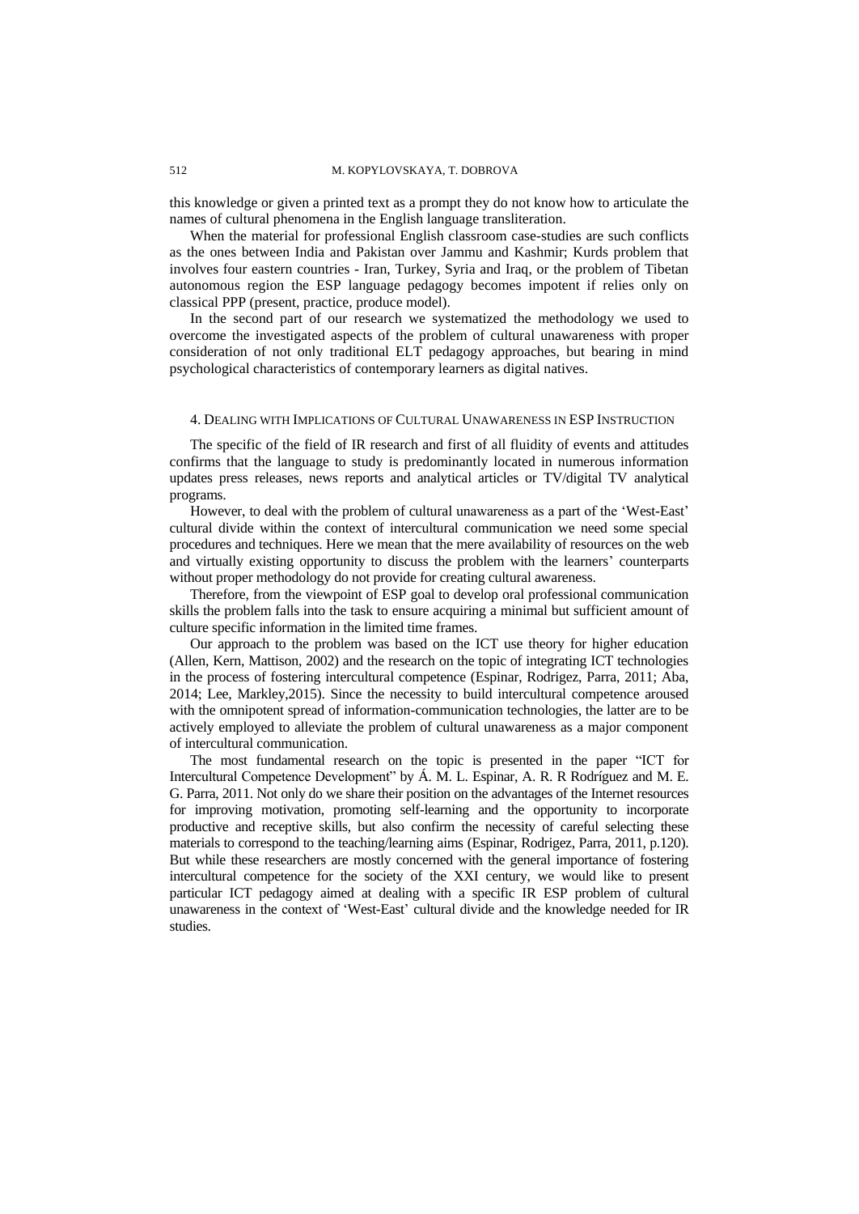this knowledge or given a printed text as a prompt they do not know how to articulate the names of cultural phenomena in the English language transliteration.

When the material for professional English classroom case-studies are such conflicts as the ones between India and Pakistan over Jammu and Kashmir; Kurds problem that involves four eastern countries - Iran, Turkey, Syria and Iraq, or the problem of Tibetan autonomous region the ESP language pedagogy becomes impotent if relies only on classical PPP (present, practice, produce model).

In the second part of our research we systematized the methodology we used to overcome the investigated aspects of the problem of cultural unawareness with proper consideration of not only traditional ELT pedagogy approaches, but bearing in mind psychological characteristics of contemporary learners as digital natives.

## 4. Dealing with Implications of Cultural Unawareness in ESP Instruction

The specific of the field of IR research and first of all fluidity of events and attitudes confirms that the language to study is predominantly located in numerous information updates press releases, news reports and analytical articles or TV/digital TV analytical programs.

However, to deal with the problem of cultural unawareness as a part of the 'West-East' cultural divide within the context of intercultural communication we need some special procedures and techniques. Here we mean that the mere availability of resources on the web and virtually existing opportunity to discuss the problem with the learners' counterparts without proper methodology do not provide for creating cultural awareness.

Therefore, from the viewpoint of ESP goal to develop oral professional communication skills the problem falls into the task to ensure acquiring a minimal but sufficient amount of culture specific information in the limited time frames.

Our approach to the problem was based on the ICT use theory for higher education (Allen, Kern, Mattison, 2002) and the research on the topic of integrating ICT technologies in the process of fostering intercultural competence (Espinar, Rodrigez, Parra, 2011; Aba, 2014; Lee, Markley,2015). Since the necessity to build intercultural competence aroused with the omnipotent spread of information-communication technologies, the latter are to be actively employed to alleviate the problem of cultural unawareness as a major component of intercultural communication.

The most fundamental research on the topic is presented in the paper "ICT for Intercultural Competence Development" by Á. M. L. Espinar, A. R. R Rodríguez and M. E. G. Parra, 2011. Not only do we share their position on the advantages of the Internet resources for improving motivation, promoting self-learning and the opportunity to incorporate productive and receptive skills, but also confirm the necessity of careful selecting these materials to correspond to the teaching/learning aims (Espinar, Rodrigez, Parra, 2011, p.120). But while these researchers are mostly concerned with the general importance of fostering intercultural competence for the society of the XXI century, we would like to present particular ICT pedagogy aimed at dealing with a specific IR ESP problem of cultural unawareness in the context of 'West-East' cultural divide and the knowledge needed for IR studies.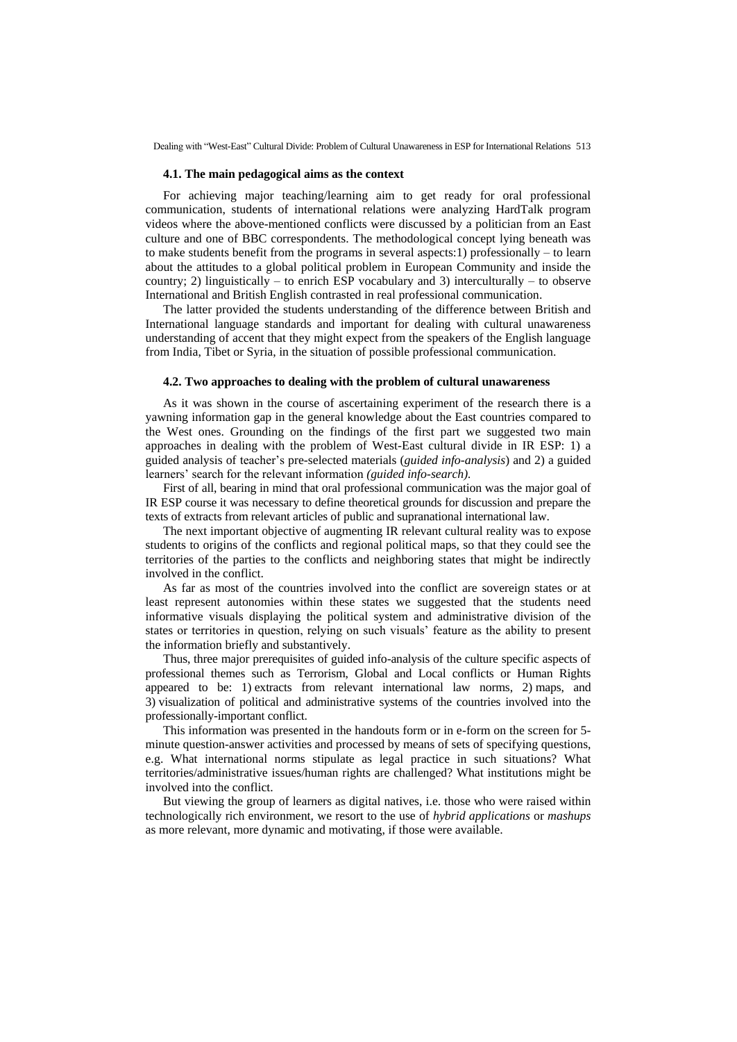### 4.1. The main pedagogical aims as the context

For achieving major teaching/learning aim to get ready for oral professional communication, students of international relations were analyzing HardTalk program videos where the above-mentioned conflicts were discussed by a politician from an East culture and one of BBC correspondents. The methodological concept lying beneath was to make students benefit from the programs in several aspects:1) professionally – to learn about the attitudes to a global political problem in European Community and inside the country; 2) linguistically – to enrich ESP vocabulary and 3) interculturally – to observe International and British English contrasted in real professional communication.

The latter provided the students understanding of the difference between British and International language standards and important for dealing with cultural unawareness understanding of accent that they might expect from the speakers of the English language from India, Tibet or Syria, in the situation of possible professional communication.

### 4.2. Two approaches to dealing with the problem of cultural unawareness

As it was shown in the course of ascertaining experiment of the research there is a yawning information gap in the general knowledge about the East countries compared to the West ones. Grounding on the findings of the first part we suggested two main approaches in dealing with the problem of West-East cultural divide in IR ESP: 1) a guided analysis of teacher's pre-selected materials (*guided info-analysis*) and 2) a guided learners' search for the relevant information *(guided info-search)*.

First of all, bearing in mind that oral professional communication was the major goal of IR ESP course it was necessary to define theoretical grounds for discussion and prepare the texts of extracts from relevant articles of public and supranational international law.

The next important objective of augmenting IR relevant cultural reality was to expose students to origins of the conflicts and regional political maps, so that they could see the territories of the parties to the conflicts and neighboring states that might be indirectly involved in the conflict.

As far as most of the countries involved into the conflict are sovereign states or at least represent autonomies within these states we suggested that the students need informative visuals displaying the political system and administrative division of the states or territories in question, relying on such visuals' feature as the ability to present the information briefly and substantively.

Thus, three major prerequisites of guided info-analysis of the culture specific aspects of professional themes such as Terrorism, Global and Local conflicts or Human Rights appeared to be: 1) extracts from relevant international law norms, 2) maps, and 3) visualization of political and administrative systems of the countries involved into the professionally-important conflict.

This information was presented in the handouts form or in e-form on the screen for 5-minute question-answer activities and processed by means of sets of specifying questions, e.g. What international norms stipulate as legal practice in such situations? What territories/administrative issues/human rights are challenged? What institutions might be involved into the conflict.

But viewing the group of learners as digital natives, i.e. those who were raised within technologically rich environment, we resort to the use of *hybrid applications* or *mashups* as more relevant, more dynamic and motivating, if those were available.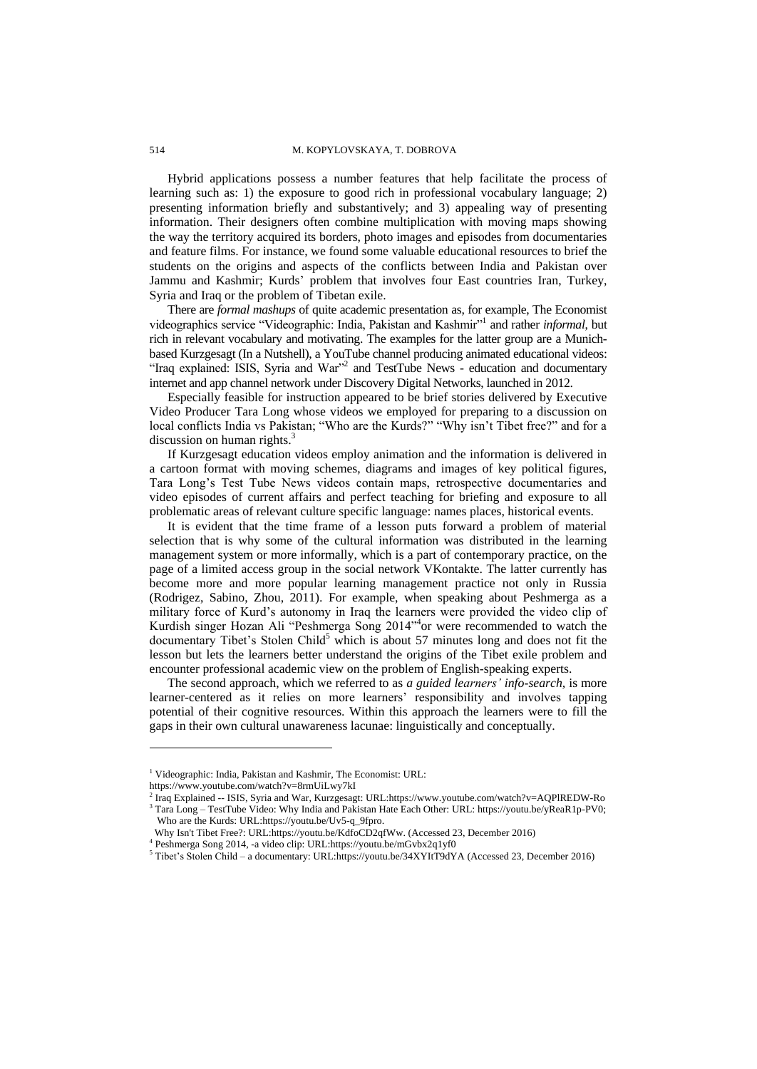Hybrid applications possess a number features that help facilitate the process of learning such as: 1) the exposure to good rich in professional vocabulary language; 2) presenting information briefly and substantively; and 3) appealing way of presenting information. Their designers often combine multiplication with moving maps showing the way the territory acquired its borders, photo images and episodes from documentaries and feature films. For instance, we found some valuable educational resources to brief the students on the origins and aspects of the conflicts between India and Pakistan over Jammu and Kashmir; Kurds' problem that involves four East countries Iran, Turkey, Syria and Iraq or the problem of Tibetan exile.

There are *formal mashups* of quite academic presentation as, for example, The Economist videographics service "Videographic: India, Pakistan and Kashmir"[1] and rather *informal*, but rich in relevant vocabulary and motivating. The examples for the latter group are a Munich-based Kurzgesagt (In a Nutshell), a YouTube channel producing animated educational videos: "Iraq explained: ISIS, Syria and War"[2] and TestTube News - education and documentary internet and app channel network under Discovery Digital Networks, launched in 2012.

Especially feasible for instruction appeared to be brief stories delivered by Executive Video Producer Tara Long whose videos we employed for preparing to a discussion on local conflicts India vs Pakistan; "Who are the Kurds?" "Why isn't Tibet free?" and for a discussion on human rights.[3]

If Kurzgesagt education videos employ animation and the information is delivered in a cartoon format with moving schemes, diagrams and images of key political figures, Tara Long's Test Tube News videos contain maps, retrospective documentaries and video episodes of current affairs and perfect teaching for briefing and exposure to all problematic areas of relevant culture specific language: names places, historical events.

It is evident that the time frame of a lesson puts forward a problem of material selection that is why some of the cultural information was distributed in the learning management system or more informally, which is a part of contemporary practice, on the page of a limited access group in the social network VKontakte. The latter currently has become more and more popular learning management practice not only in Russia (Rodrigez, Sabino, Zhou, 2011). For example, when speaking about Peshmerga as a military force of Kurd's autonomy in Iraq the learners were provided the video clip of Kurdish singer Hozan Ali "Peshmerga Song 2014"[4]or were recommended to watch the documentary Tibet's Stolen Child[5] which is about 57 minutes long and does not fit the lesson but lets the learners better understand the origins of the Tibet exile problem and encounter professional academic view on the problem of English-speaking experts.

The second approach, which we referred to as *a guided learners' info-search,* is more learner-centered as it relies on more learners' responsibility and involves tapping potential of their cognitive resources. Within this approach the learners were to fill the gaps in their own cultural unawareness lacunae: linguistically and conceptually.

---

[1] Videographic: India, Pakistan and Kashmir, The Economist: URL: https://www.youtube.com/watch?v=8rmUiLwy7kI

[2] Iraq Explained -- ISIS, Syria and War, Kurzgesagt: URL:https://www.youtube.com/watch?v=AQPlREDW-Ro

[3] Tara Long – TestTube Video: Why India and Pakistan Hate Each Other: URL: https://youtu.be/yReaR1p-PV0; Who are the Kurds: URL:https://youtu.be/Uv5-q_9fpro.
Why Isn't Tibet Free?: URL:https://youtu.be/KdfoCD2qfWw. (Accessed 23, December 2016)

[4] Peshmerga Song 2014, -a video clip: URL:https://youtu.be/mGvbx2q1yf0

[5] Tibet's Stolen Child – a documentary: URL:https://youtu.be/34XYItT9dYA (Accessed 23, December 2016)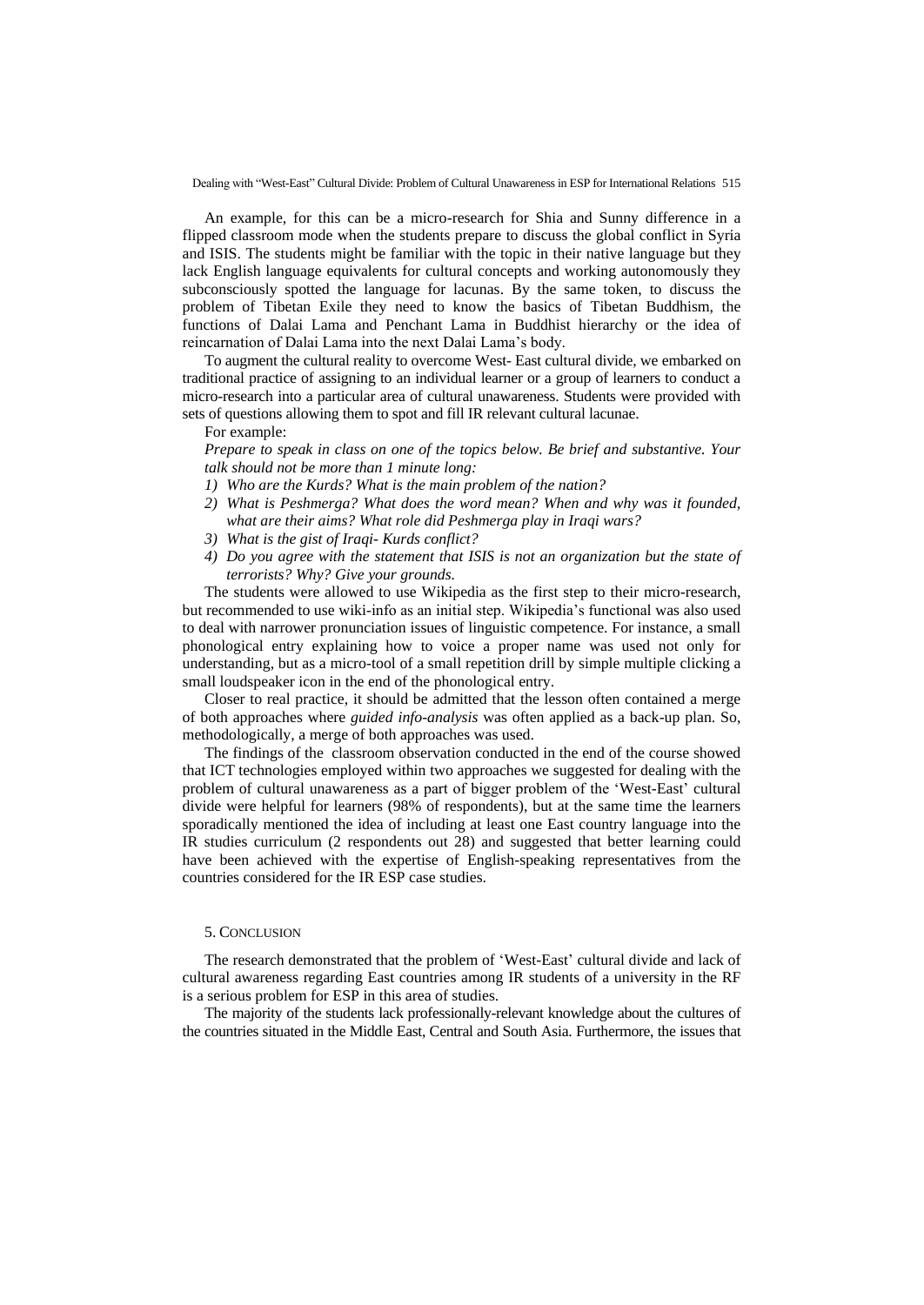An example, for this can be a micro-research for Shia and Sunny difference in a flipped classroom mode when the students prepare to discuss the global conflict in Syria and ISIS. The students might be familiar with the topic in their native language but they lack English language equivalents for cultural concepts and working autonomously they subconsciously spotted the language for lacunas. By the same token, to discuss the problem of Tibetan Exile they need to know the basics of Tibetan Buddhism, the functions of Dalai Lama and Penchant Lama in Buddhist hierarchy or the idea of reincarnation of Dalai Lama into the next Dalai Lama's body.

To augment the cultural reality to overcome West- East cultural divide, we embarked on traditional practice of assigning to an individual learner or a group of learners to conduct a micro-research into a particular area of cultural unawareness. Students were provided with sets of questions allowing them to spot and fill IR relevant cultural lacunae.

For example:

*Prepare to speak in class on one of the topics below. Be brief and substantive. Your talk should not be more than 1 minute long:*

1) *Who are the Kurds? What is the main problem of the nation?*
2) *What is Peshmerga? What does the word mean? When and why was it founded, what are their aims? What role did Peshmerga play in Iraqi wars?*
3) *What is the gist of Iraqi- Kurds conflict?*
4) *Do you agree with the statement that ISIS is not an organization but the state of terrorists? Why? Give your grounds.*

The students were allowed to use Wikipedia as the first step to their micro-research, but recommended to use wiki-info as an initial step. Wikipedia's functional was also used to deal with narrower pronunciation issues of linguistic competence. For instance, a small phonological entry explaining how to voice a proper name was used not only for understanding, but as a micro-tool of a small repetition drill by simple multiple clicking a small loudspeaker icon in the end of the phonological entry.

Closer to real practice, it should be admitted that the lesson often contained a merge of both approaches where *guided info-analysis* was often applied as a back-up plan. So, methodologically, a merge of both approaches was used.

The findings of the classroom observation conducted in the end of the course showed that ICT technologies employed within two approaches we suggested for dealing with the problem of cultural unawareness as a part of bigger problem of the 'West-East' cultural divide were helpful for learners (98% of respondents), but at the same time the learners sporadically mentioned the idea of including at least one East country language into the IR studies curriculum (2 respondents out 28) and suggested that better learning could have been achieved with the expertise of English-speaking representatives from the countries considered for the IR ESP case studies.

## 5. Conclusion

The research demonstrated that the problem of 'West-East' cultural divide and lack of cultural awareness regarding East countries among IR students of a university in the RF is a serious problem for ESP in this area of studies.

The majority of the students lack professionally-relevant knowledge about the cultures of the countries situated in the Middle East, Central and South Asia. Furthermore, the issues that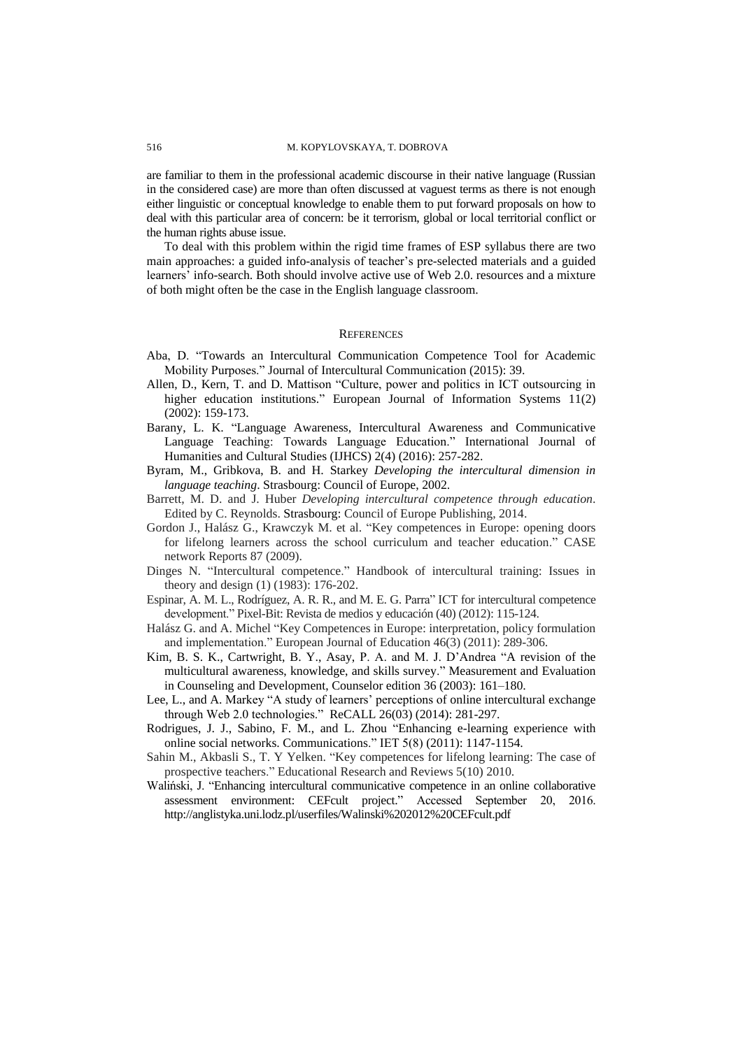are familiar to them in the professional academic discourse in their native language (Russian in the considered case) are more than often discussed at vaguest terms as there is not enough either linguistic or conceptual knowledge to enable them to put forward proposals on how to deal with this particular area of concern: be it terrorism, global or local territorial conflict or the human rights abuse issue.

To deal with this problem within the rigid time frames of ESP syllabus there are two main approaches: a guided info-analysis of teacher's pre-selected materials and a guided learners' info-search. Both should involve active use of Web 2.0. resources and a mixture of both might often be the case in the English language classroom.

## References

Aba, D. "Towards an Intercultural Communication Competence Tool for Academic Mobility Purposes." Journal of Intercultural Communication (2015): 39.

Allen, D., Kern, T. and D. Mattison "Culture, power and politics in ICT outsourcing in higher education institutions." European Journal of Information Systems 11(2) (2002): 159-173.

Barany, L. K. "Language Awareness, Intercultural Awareness and Communicative Language Teaching: Towards Language Education." International Journal of Humanities and Cultural Studies (IJHCS) 2(4) (2016): 257-282.

Byram, M., Gribkova, B. and H. Starkey *Developing the intercultural dimension in language teaching*. Strasbourg: Council of Europe, 2002.

Barrett, M. D. and J. Huber *Developing intercultural competence through education*. Edited by C. Reynolds. Strasbourg: Council of Europe Publishing, 2014.

Gordon J., Halász G., Krawczyk M. et al. "Key competences in Europe: opening doors for lifelong learners across the school curriculum and teacher education." CASE network Reports 87 (2009).

Dinges N. "Intercultural competence." Handbook of intercultural training: Issues in theory and design (1) (1983): 176-202.

Espinar, A. M. L., Rodríguez, A. R. R., and M. E. G. Parra" ICT for intercultural competence development." Pixel-Bit: Revista de medios y educación (40) (2012): 115-124.

Halász G. and A. Michel "Key Competences in Europe: interpretation, policy formulation and implementation." European Journal of Education 46(3) (2011): 289-306.

Kim, B. S. K., Cartwright, B. Y., Asay, P. A. and M. J. D'Andrea "A revision of the multicultural awareness, knowledge, and skills survey." Measurement and Evaluation in Counseling and Development, Counselor edition 36 (2003): 161–180.

Lee, L., and A. Markey "A study of learners' perceptions of online intercultural exchange through Web 2.0 technologies." ReCALL 26(03) (2014): 281-297.

Rodrigues, J. J., Sabino, F. M., and L. Zhou "Enhancing e-learning experience with online social networks. Communications." IET 5(8) (2011): 1147-1154.

Sahin M., Akbasli S., T. Y Yelken. "Key competences for lifelong learning: The case of prospective teachers." Educational Research and Reviews 5(10) 2010.

Waliński, J. "Enhancing intercultural communicative competence in an online collaborative assessment environment: CEFcult project." Accessed September 20, 2016. http://anglistyka.uni.lodz.pl/userfiles/Walinski%202012%20CEFcult.pdf